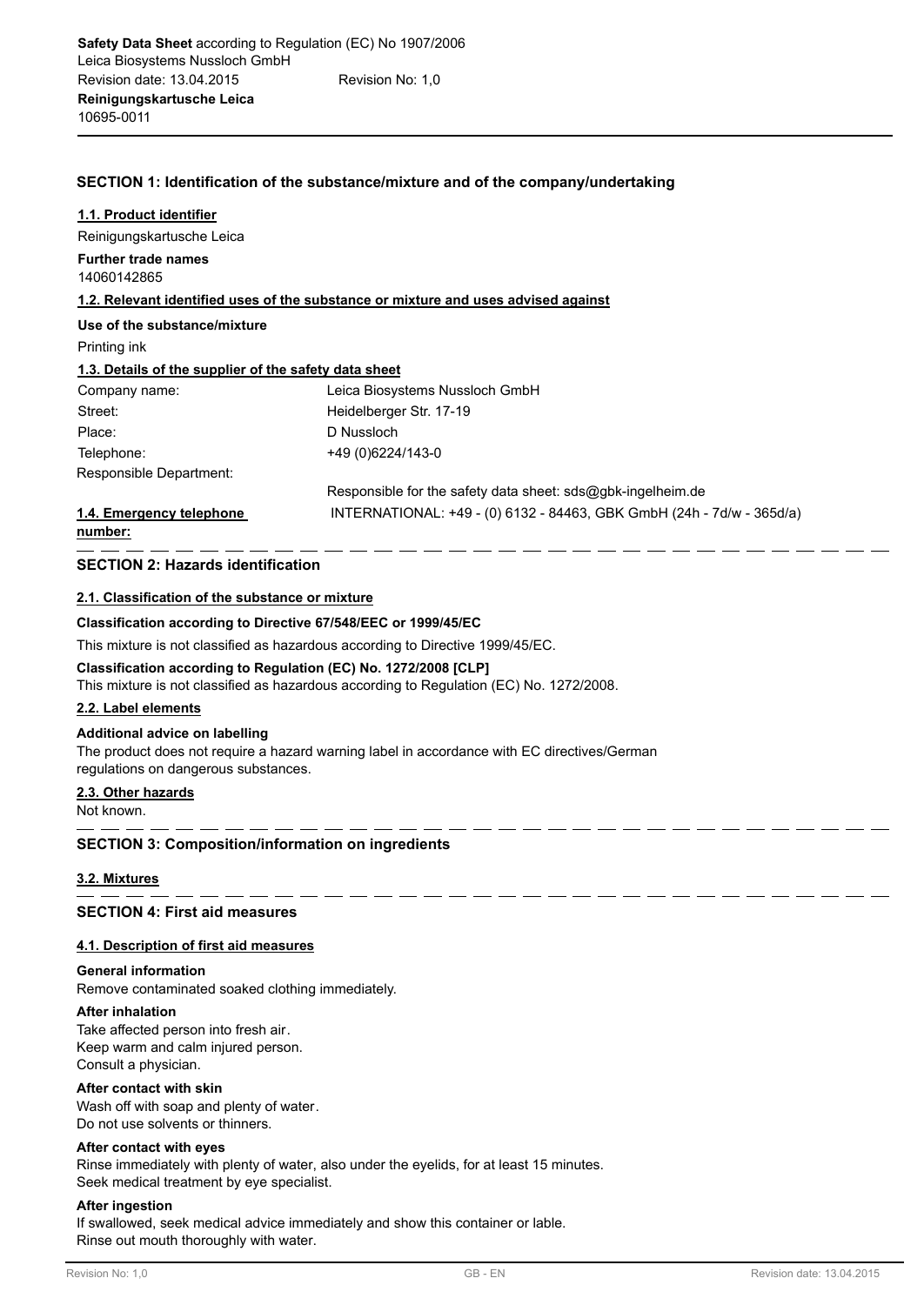**Safety Data Sheet** according to Regulation (EC) No 1907/2006
Leica Biosystems Nussloch GmbH
Revision date: 13.04.2015 Revision No: 1,0
**Reinigungskartusche Leica**
10695-0011

## SECTION 1: Identification of the substance/mixture and of the company/undertaking

### 1.1. Product identifier

Reinigungskartusche Leica

**Further trade names**
14060142865

### 1.2. Relevant identified uses of the substance or mixture and uses advised against

**Use of the substance/mixture**

Printing ink

### 1.3. Details of the supplier of the safety data sheet

| | |
|---|---|
| Company name: | Leica Biosystems Nussloch GmbH |
| Street: | Heidelberger Str. 17-19 |
| Place: | D Nussloch |
| Telephone: | +49 (0)6224/143-0 |
| Responsible Department: | |
| | Responsible for the safety data sheet: sds@gbk-ingelheim.de |
| **1.4. Emergency telephone number:** | INTERNATIONAL: +49 - (0) 6132 - 84463, GBK GmbH (24h - 7d/w - 365d/a) |

## SECTION 2: Hazards identification

### 2.1. Classification of the substance or mixture

**Classification according to Directive 67/548/EEC or 1999/45/EC**

This mixture is not classified as hazardous according to Directive 1999/45/EC.

**Classification according to Regulation (EC) No. 1272/2008 [CLP]**
This mixture is not classified as hazardous according to Regulation (EC) No. 1272/2008.

### 2.2. Label elements

**Additional advice on labelling**
The product does not require a hazard warning label in accordance with EC directives/German regulations on dangerous substances.

### 2.3. Other hazards

Not known.

## SECTION 3: Composition/information on ingredients

### 3.2. Mixtures

## SECTION 4: First aid measures

### 4.1. Description of first aid measures

**General information**
Remove contaminated soaked clothing immediately.

**After inhalation**
Take affected person into fresh air.
Keep warm and calm injured person.
Consult a physician.

**After contact with skin**
Wash off with soap and plenty of water.
Do not use solvents or thinners.

**After contact with eyes**
Rinse immediately with plenty of water, also under the eyelids, for at least 15 minutes.
Seek medical treatment by eye specialist.

**After ingestion**
If swallowed, seek medical advice immediately and show this container or lable.
Rinse out mouth thoroughly with water.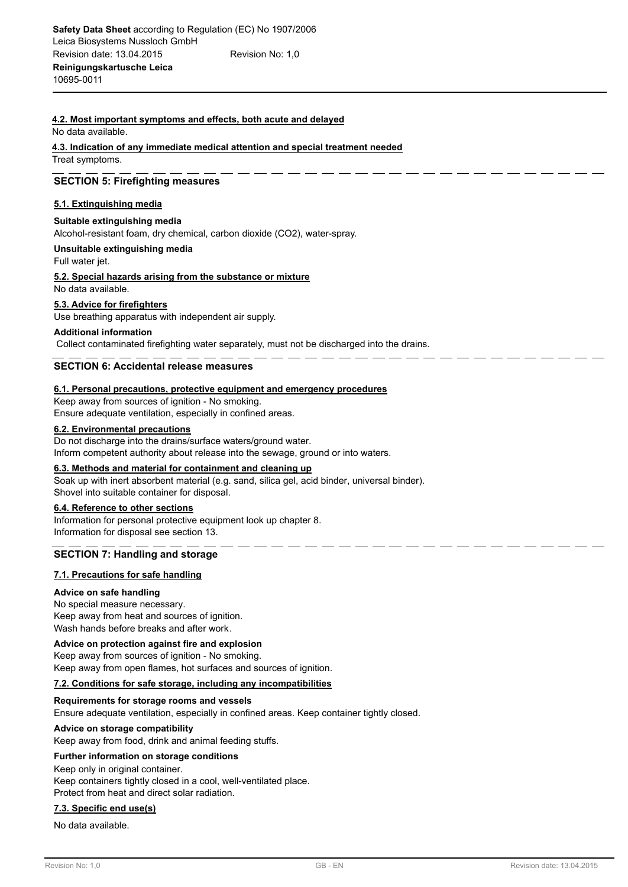### 4.2. Most important symptoms and effects, both acute and delayed

No data available.

### 4.3. Indication of any immediate medical attention and special treatment needed

Treat symptoms.

## SECTION 5: Firefighting measures

### 5.1. Extinguishing media

**Suitable extinguishing media**

Alcohol-resistant foam, dry chemical, carbon dioxide ($CO_2$), water-spray.

**Unsuitable extinguishing media**

Full water jet.

### 5.2. Special hazards arising from the substance or mixture

No data available.

### 5.3. Advice for firefighters

Use breathing apparatus with independent air supply.

**Additional information**

Collect contaminated firefighting water separately, must not be discharged into the drains.

## SECTION 6: Accidental release measures

### 6.1. Personal precautions, protective equipment and emergency procedures

Keep away from sources of ignition - No smoking.
Ensure adequate ventilation, especially in confined areas.

### 6.2. Environmental precautions

Do not discharge into the drains/surface waters/ground water.
Inform competent authority about release into the sewage, ground or into waters.

### 6.3. Methods and material for containment and cleaning up

Soak up with inert absorbent material (e.g. sand, silica gel, acid binder, universal binder).
Shovel into suitable container for disposal.

### 6.4. Reference to other sections

Information for personal protective equipment look up chapter 8.
Information for disposal see section 13.

## SECTION 7: Handling and storage

### 7.1. Precautions for safe handling

**Advice on safe handling**

No special measure necessary.
Keep away from heat and sources of ignition.
Wash hands before breaks and after work.

**Advice on protection against fire and explosion**

Keep away from sources of ignition - No smoking.
Keep away from open flames, hot surfaces and sources of ignition.

### 7.2. Conditions for safe storage, including any incompatibilities

**Requirements for storage rooms and vessels**

Ensure adequate ventilation, especially in confined areas. Keep container tightly closed.

**Advice on storage compatibility**

Keep away from food, drink and animal feeding stuffs.

**Further information on storage conditions**

Keep only in original container.
Keep containers tightly closed in a cool, well-ventilated place.
Protect from heat and direct solar radiation.

### 7.3. Specific end use(s)

No data available.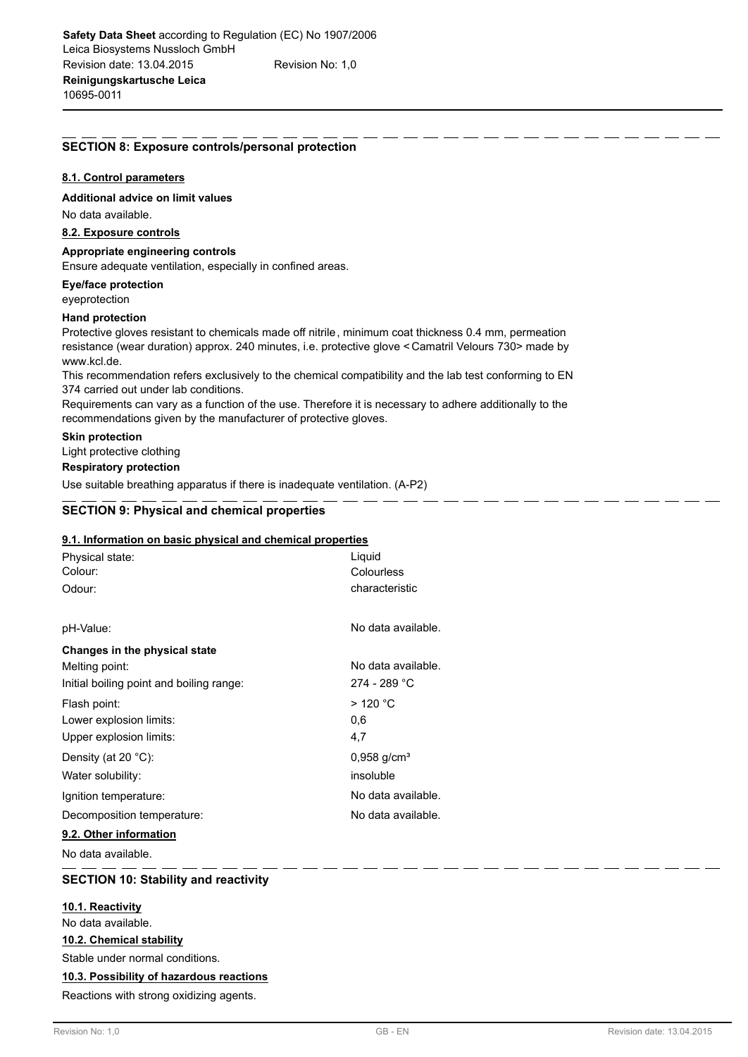## SECTION 8: Exposure controls/personal protection

### 8.1. Control parameters

**Additional advice on limit values**

No data available.

### 8.2. Exposure controls

**Appropriate engineering controls**

Ensure adequate ventilation, especially in confined areas.

**Eye/face protection**

eyeprotection

**Hand protection**

Protective gloves resistant to chemicals made off nitrile, minimum coat thickness 0.4 mm, permeation resistance (wear duration) approx. 240 minutes, i.e. protective glove < Camatril Velours 730> made by www.kcl.de.

This recommendation refers exclusively to the chemical compatibility and the lab test conforming to EN 374 carried out under lab conditions.

Requirements can vary as a function of the use. Therefore it is necessary to adhere additionally to the recommendations given by the manufacturer of protective gloves.

**Skin protection**

Light protective clothing

**Respiratory protection**

Use suitable breathing apparatus if there is inadequate ventilation. (A-P2)

## SECTION 9: Physical and chemical properties

### 9.1. Information on basic physical and chemical properties

| | |
|---|---|
| Physical state: | Liquid |
| Colour: | Colourless |
| Odour: | characteristic |
| pH-Value: | No data available. |

**Changes in the physical state**

| | |
|---|---|
| Melting point: | No data available. |
| Initial boiling point and boiling range: | 274 - 289 °C |
| Flash point: | > 120 °C |
| Lower explosion limits: | 0,6 |
| Upper explosion limits: | 4,7 |
| Density (at 20 °C): | 0,958 g/cm³ |
| Water solubility: | insoluble |
| Ignition temperature: | No data available. |
| Decomposition temperature: | No data available. |

### 9.2. Other information

No data available.

## SECTION 10: Stability and reactivity

### 10.1. Reactivity

No data available.

### 10.2. Chemical stability

Stable under normal conditions.

### 10.3. Possibility of hazardous reactions

Reactions with strong oxidizing agents.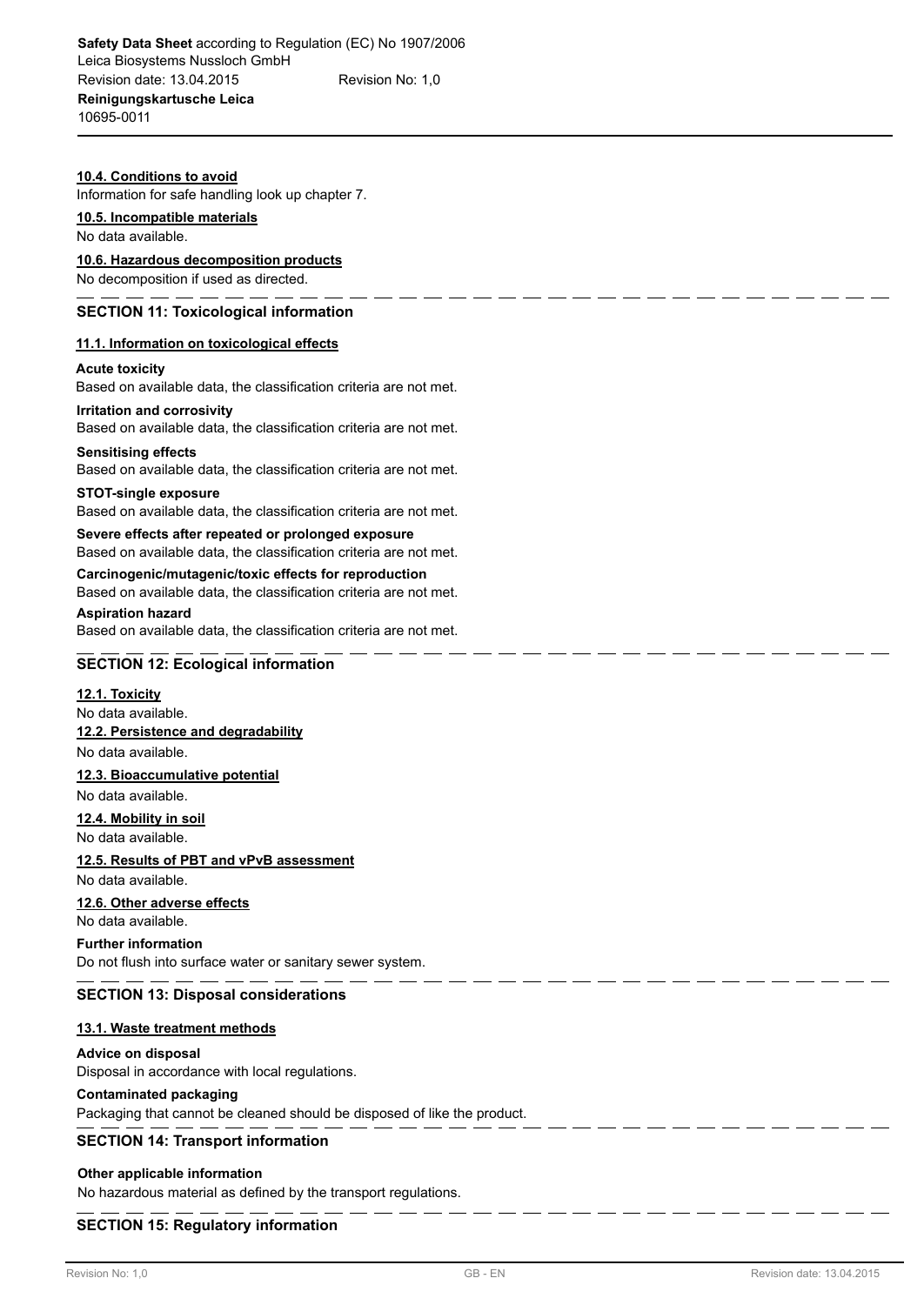#### 10.4. Conditions to avoid

Information for safe handling look up chapter 7.

#### 10.5. Incompatible materials

No data available.

#### 10.6. Hazardous decomposition products

No decomposition if used as directed.

## SECTION 11: Toxicological information

#### 11.1. Information on toxicological effects

**Acute toxicity**

Based on available data, the classification criteria are not met.

**Irritation and corrosivity**

Based on available data, the classification criteria are not met.

**Sensitising effects**

Based on available data, the classification criteria are not met.

**STOT-single exposure**

Based on available data, the classification criteria are not met.

**Severe effects after repeated or prolonged exposure**

Based on available data, the classification criteria are not met.

**Carcinogenic/mutagenic/toxic effects for reproduction**

Based on available data, the classification criteria are not met.

**Aspiration hazard**

Based on available data, the classification criteria are not met.

## SECTION 12: Ecological information

#### 12.1. Toxicity

No data available.

#### 12.2. Persistence and degradability

No data available.

#### 12.3. Bioaccumulative potential

No data available.

#### 12.4. Mobility in soil

No data available.

#### 12.5. Results of PBT and vPvB assessment

No data available.

#### 12.6. Other adverse effects

No data available.

**Further information**

Do not flush into surface water or sanitary sewer system.

## SECTION 13: Disposal considerations

#### 13.1. Waste treatment methods

**Advice on disposal**

Disposal in accordance with local regulations.

**Contaminated packaging**

Packaging that cannot be cleaned should be disposed of like the product.

## SECTION 14: Transport information

**Other applicable information**

No hazardous material as defined by the transport regulations.

## SECTION 15: Regulatory information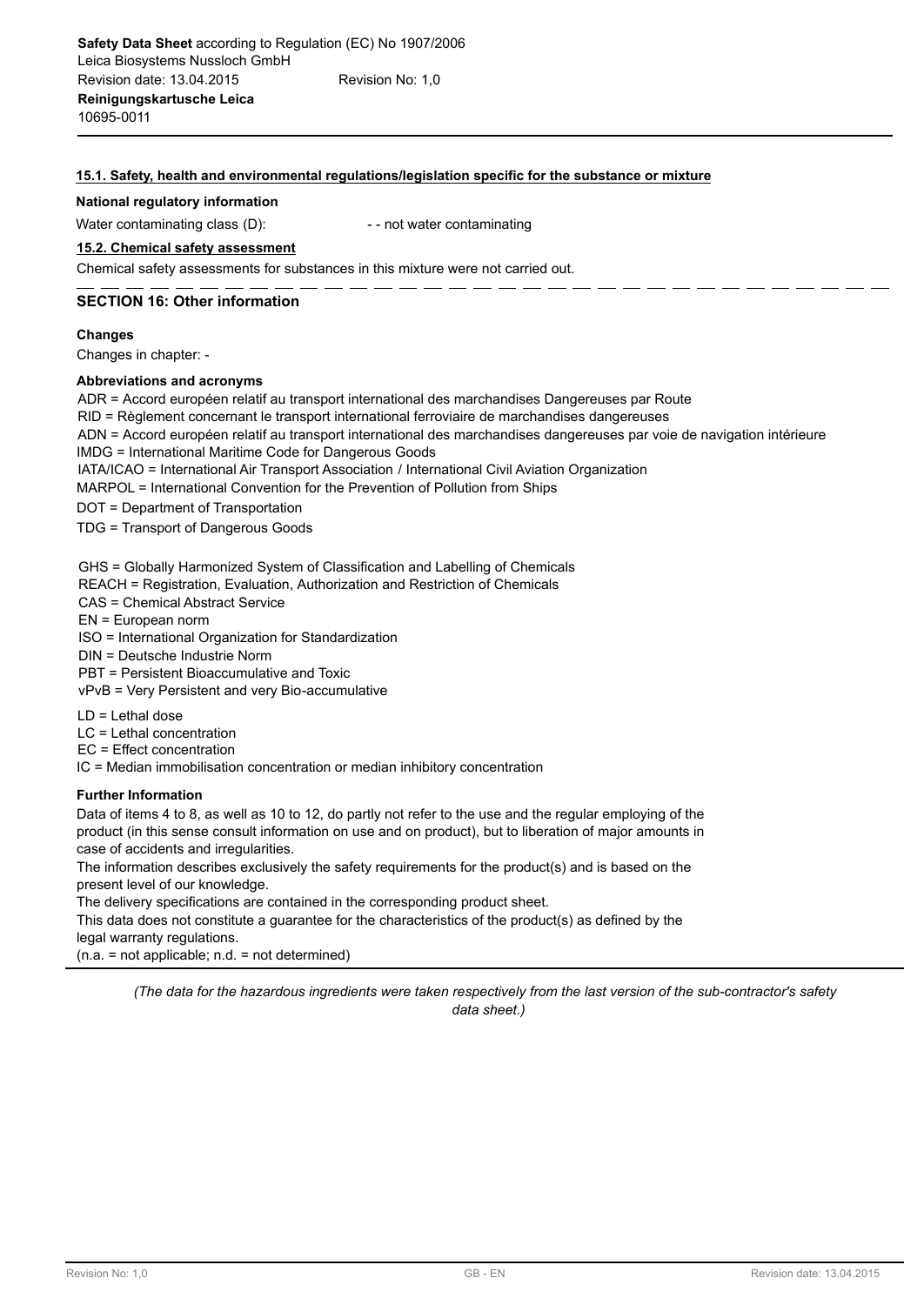### 15.1. Safety, health and environmental regulations/legislation specific for the substance or mixture

**National regulatory information**

Water contaminating class (D): - - not water contaminating

### 15.2. Chemical safety assessment

Chemical safety assessments for substances in this mixture were not carried out.

## SECTION 16: Other information

**Changes**

Changes in chapter: -

**Abbreviations and acronyms**

ADR = Accord européen relatif au transport international des marchandises Dangereuses par Route
RID = Règlement concernant le transport international ferroviaire de marchandises dangereuses
ADN = Accord européen relatif au transport international des marchandises dangereuses par voie de navigation intérieure
IMDG = International Maritime Code for Dangerous Goods
IATA/ICAO = International Air Transport Association / International Civil Aviation Organization
MARPOL = International Convention for the Prevention of Pollution from Ships
DOT = Department of Transportation
TDG = Transport of Dangerous Goods

GHS = Globally Harmonized System of Classification and Labelling of Chemicals
REACH = Registration, Evaluation, Authorization and Restriction of Chemicals
CAS = Chemical Abstract Service
EN = European norm
ISO = International Organization for Standardization
DIN = Deutsche Industrie Norm
PBT = Persistent Bioaccumulative and Toxic
vPvB = Very Persistent and very Bio-accumulative

LD = Lethal dose
LC = Lethal concentration
EC = Effect concentration
IC = Median immobilisation concentration or median inhibitory concentration

**Further Information**

Data of items 4 to 8, as well as 10 to 12, do partly not refer to the use and the regular employing of the product (in this sense consult information on use and on product), but to liberation of major amounts in case of accidents and irregularities.
The information describes exclusively the safety requirements for the product(s) and is based on the present level of our knowledge.
The delivery specifications are contained in the corresponding product sheet.
This data does not constitute a guarantee for the characteristics of the product(s) as defined by the legal warranty regulations.
(n.a. = not applicable; n.d. = not determined)

*(The data for the hazardous ingredients were taken respectively from the last version of the sub-contractor's safety data sheet.)*